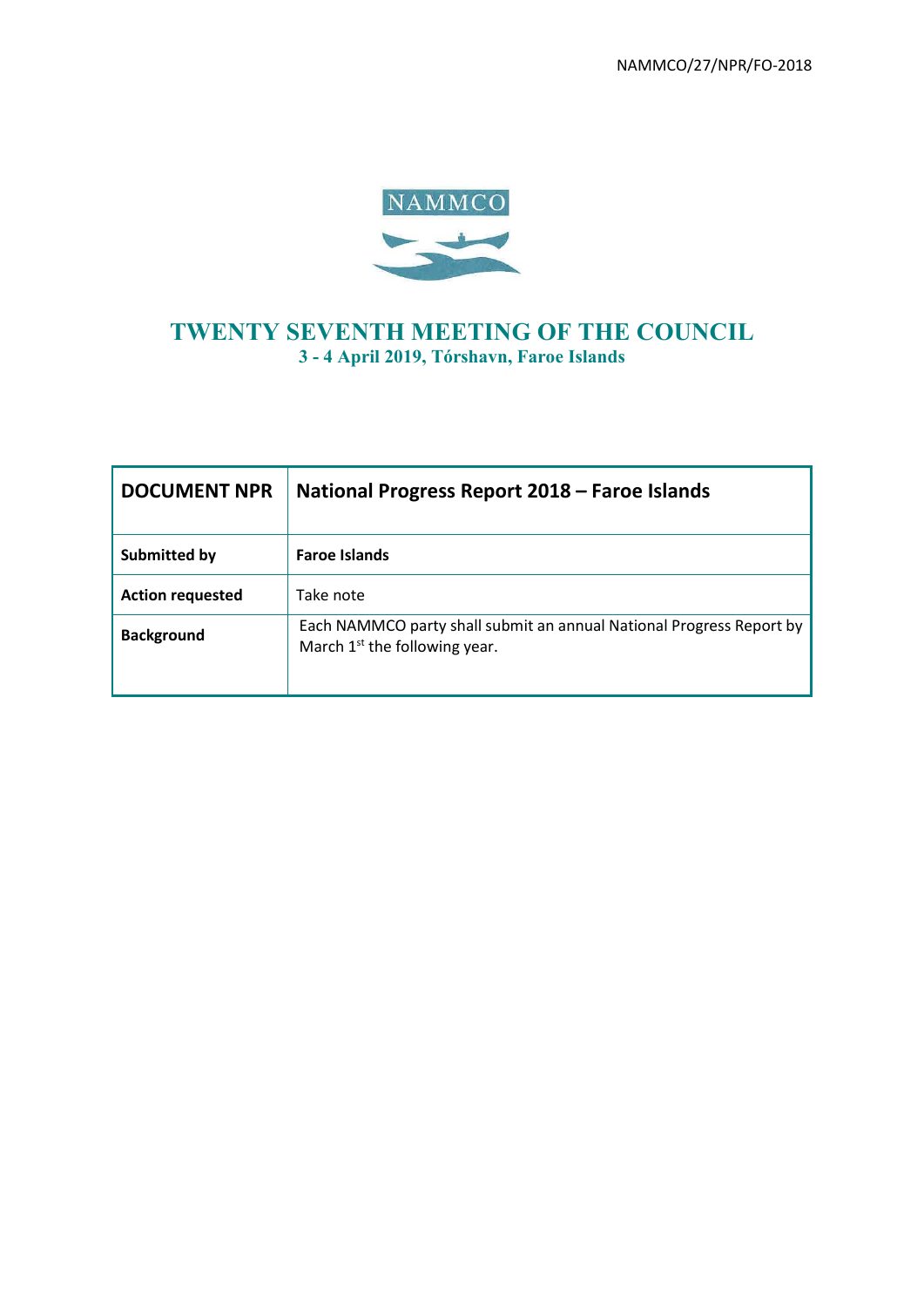NAMMCO/27/NPR/FO-2018

NAMMCO

# TWENTY SEVENTH MEETING OF THE COUNCIL

**3 - 4 April 2019, Tórshavn, Faroe Islands**

| **DOCUMENT NPR** | **National Progress Report 2018 – Faroe Islands** |
|---|---|
| **Submitted by** | **Faroe Islands** |
| **Action requested** | Take note |
| **Background** | Each NAMMCO party shall submit an annual National Progress Report by March 1st the following year. |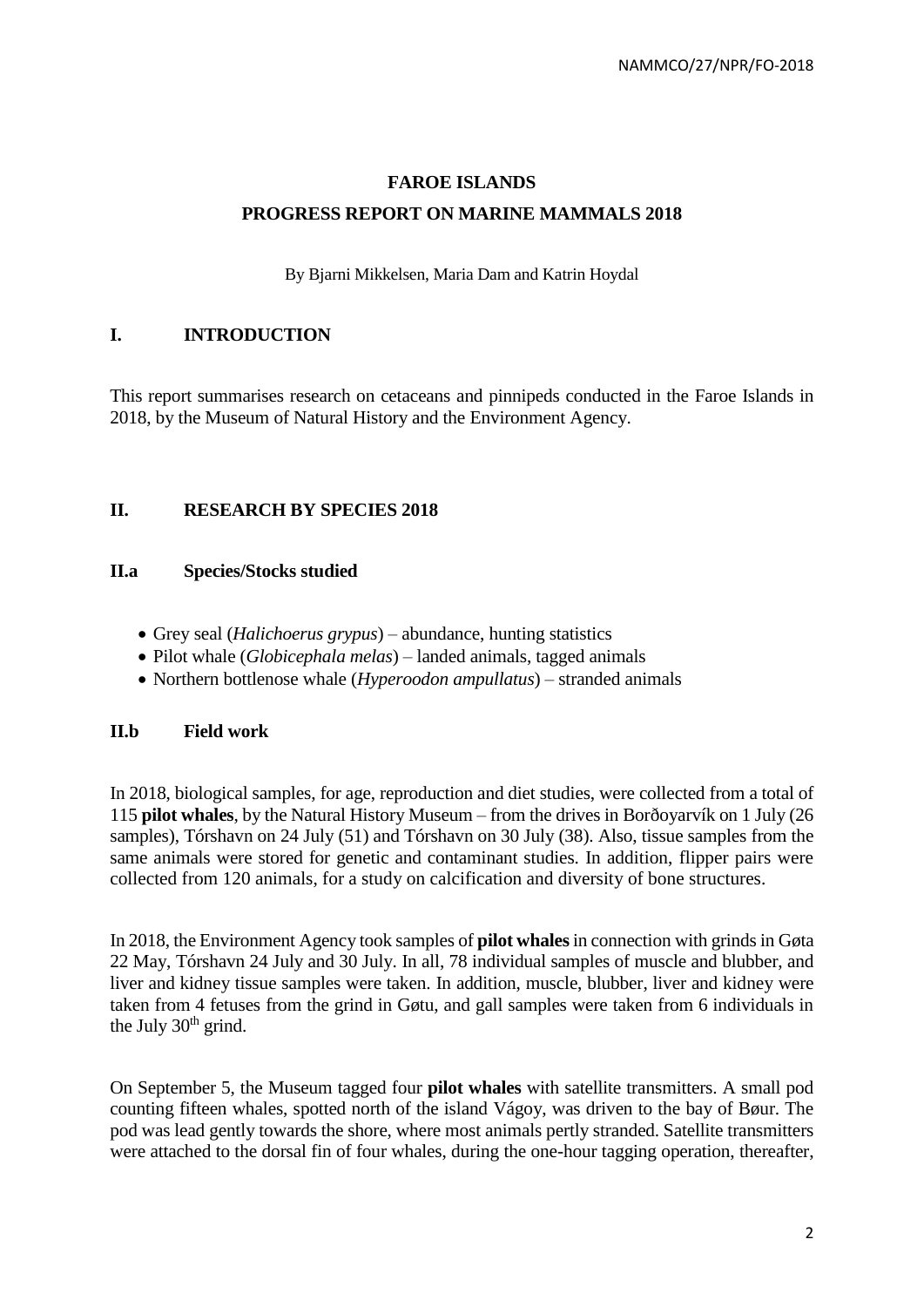# FAROE ISLANDS

## PROGRESS REPORT ON MARINE MAMMALS 2018

By Bjarni Mikkelsen, Maria Dam and Katrin Hoydal

## I. INTRODUCTION

This report summarises research on cetaceans and pinnipeds conducted in the Faroe Islands in 2018, by the Museum of Natural History and the Environment Agency.

## II. RESEARCH BY SPECIES 2018

### II.a Species/Stocks studied

- Grey seal (*Halichoerus grypus*) – abundance, hunting statistics
- Pilot whale (*Globicephala melas*) – landed animals, tagged animals
- Northern bottlenose whale (*Hyperoodon ampullatus*) – stranded animals

### II.b Field work

In 2018, biological samples, for age, reproduction and diet studies, were collected from a total of 115 **pilot whales**, by the Natural History Museum – from the drives in Borðoyarvík on 1 July (26 samples), Tórshavn on 24 July (51) and Tórshavn on 30 July (38). Also, tissue samples from the same animals were stored for genetic and contaminant studies. In addition, flipper pairs were collected from 120 animals, for a study on calcification and diversity of bone structures.

In 2018, the Environment Agency took samples of **pilot whales** in connection with grinds in Gøta 22 May, Tórshavn 24 July and 30 July. In all, 78 individual samples of muscle and blubber, and liver and kidney tissue samples were taken. In addition, muscle, blubber, liver and kidney were taken from 4 fetuses from the grind in Gøtu, and gall samples were taken from 6 individuals in the July 30th grind.

On September 5, the Museum tagged four **pilot whales** with satellite transmitters. A small pod counting fifteen whales, spotted north of the island Vágoy, was driven to the bay of Bøur. The pod was lead gently towards the shore, where most animals pertly stranded. Satellite transmitters were attached to the dorsal fin of four whales, during the one-hour tagging operation, thereafter,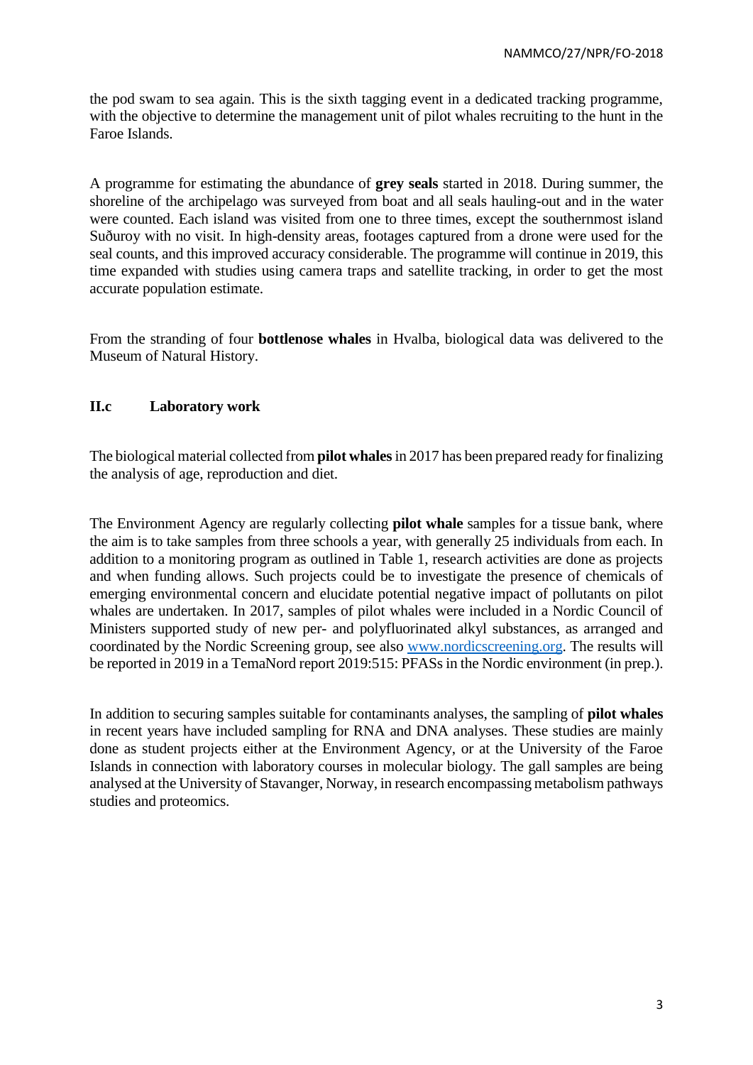the pod swam to sea again. This is the sixth tagging event in a dedicated tracking programme, with the objective to determine the management unit of pilot whales recruiting to the hunt in the Faroe Islands.

A programme for estimating the abundance of **grey seals** started in 2018. During summer, the shoreline of the archipelago was surveyed from boat and all seals hauling-out and in the water were counted. Each island was visited from one to three times, except the southernmost island Suðuroy with no visit. In high-density areas, footages captured from a drone were used for the seal counts, and this improved accuracy considerable. The programme will continue in 2019, this time expanded with studies using camera traps and satellite tracking, in order to get the most accurate population estimate.

From the stranding of four **bottlenose whales** in Hvalba, biological data was delivered to the Museum of Natural History.

### II.c Laboratory work

The biological material collected from **pilot whales** in 2017 has been prepared ready for finalizing the analysis of age, reproduction and diet.

The Environment Agency are regularly collecting **pilot whale** samples for a tissue bank, where the aim is to take samples from three schools a year, with generally 25 individuals from each. In addition to a monitoring program as outlined in Table 1, research activities are done as projects and when funding allows. Such projects could be to investigate the presence of chemicals of emerging environmental concern and elucidate potential negative impact of pollutants on pilot whales are undertaken. In 2017, samples of pilot whales were included in a Nordic Council of Ministers supported study of new per- and polyfluorinated alkyl substances, as arranged and coordinated by the Nordic Screening group, see also [www.nordicscreening.org](http://www.nordicscreening.org). The results will be reported in 2019 in a TemaNord report 2019:515: PFASs in the Nordic environment (in prep.).

In addition to securing samples suitable for contaminants analyses, the sampling of **pilot whales** in recent years have included sampling for RNA and DNA analyses. These studies are mainly done as student projects either at the Environment Agency, or at the University of the Faroe Islands in connection with laboratory courses in molecular biology. The gall samples are being analysed at the University of Stavanger, Norway, in research encompassing metabolism pathways studies and proteomics.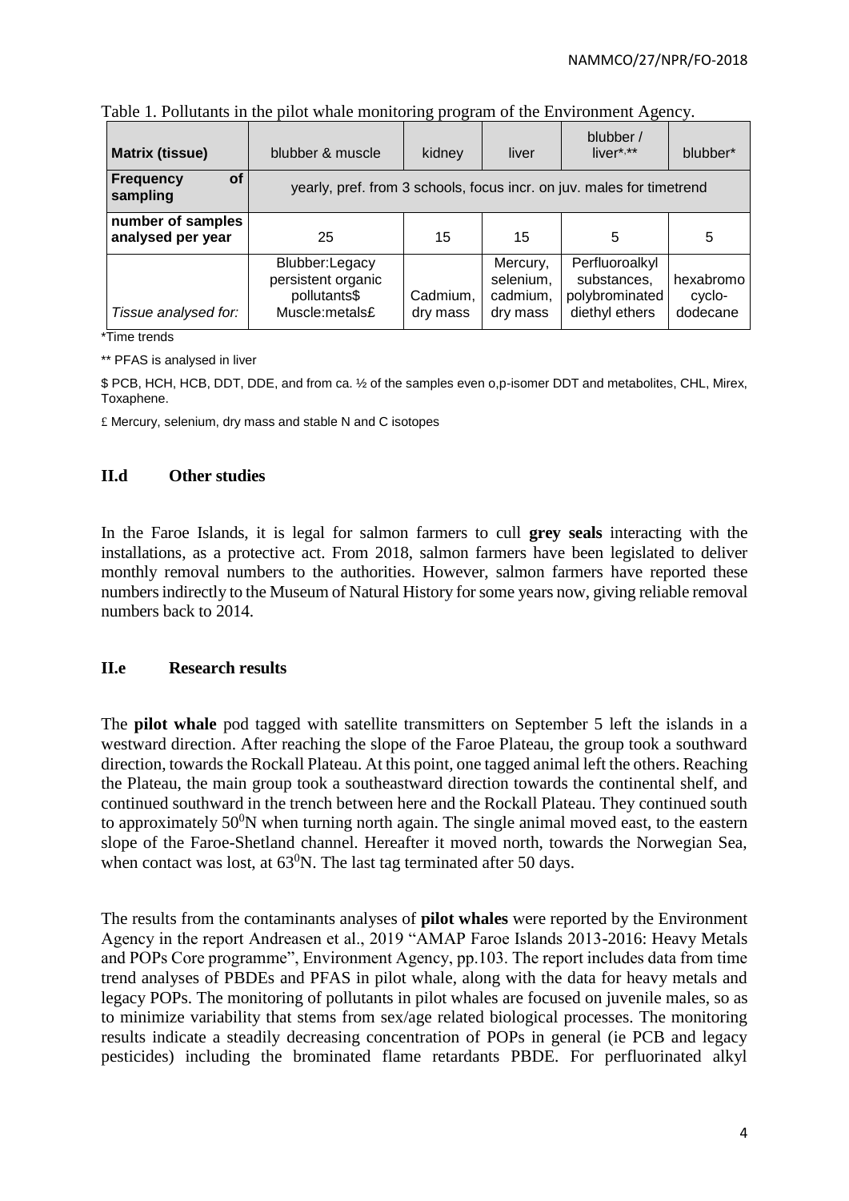Table 1. Pollutants in the pilot whale monitoring program of the Environment Agency.

| Matrix (tissue) | blubber & muscle | kidney | liver | blubber / liver*,** | blubber* |
|---|---|---|---|---|---|
| Frequency of sampling | yearly, pref. from 3 schools, focus incr. on juv. males for timetrend | | | | |
| number of samples analysed per year | 25 | 15 | 15 | 5 | 5 |
| *Tissue analysed for:* | Blubber:Legacy persistent organic pollutants$ Muscle:metals£ | Cadmium, dry mass | Mercury, selenium, cadmium, dry mass | Perfluoroalkyl substances, polybrominated diethyl ethers | hexabromo cyclo-dodecane |

*Time trends

** PFAS is analysed in liver

$ PCB, HCH, HCB, DDT, DDE, and from ca. ½ of the samples even o,p-isomer DDT and metabolites, CHL, Mirex, Toxaphene.

£ Mercury, selenium, dry mass and stable N and C isotopes

## II.d Other studies

In the Faroe Islands, it is legal for salmon farmers to cull **grey seals** interacting with the installations, as a protective act. From 2018, salmon farmers have been legislated to deliver monthly removal numbers to the authorities. However, salmon farmers have reported these numbers indirectly to the Museum of Natural History for some years now, giving reliable removal numbers back to 2014.

## II.e Research results

The **pilot whale** pod tagged with satellite transmitters on September 5 left the islands in a westward direction. After reaching the slope of the Faroe Plateau, the group took a southward direction, towards the Rockall Plateau. At this point, one tagged animal left the others. Reaching the Plateau, the main group took a southeastward direction towards the continental shelf, and continued southward in the trench between here and the Rockall Plateau. They continued south to approximately $50^0$N when turning north again. The single animal moved east, to the eastern slope of the Faroe-Shetland channel. Hereafter it moved north, towards the Norwegian Sea, when contact was lost, at $63^0$N. The last tag terminated after 50 days.

The results from the contaminants analyses of **pilot whales** were reported by the Environment Agency in the report Andreasen et al., 2019 "AMAP Faroe Islands 2013-2016: Heavy Metals and POPs Core programme", Environment Agency, pp.103. The report includes data from time trend analyses of PBDEs and PFAS in pilot whale, along with the data for heavy metals and legacy POPs. The monitoring of pollutants in pilot whales are focused on juvenile males, so as to minimize variability that stems from sex/age related biological processes. The monitoring results indicate a steadily decreasing concentration of POPs in general (ie PCB and legacy pesticides) including the brominated flame retardants PBDE. For perfluorinated alkyl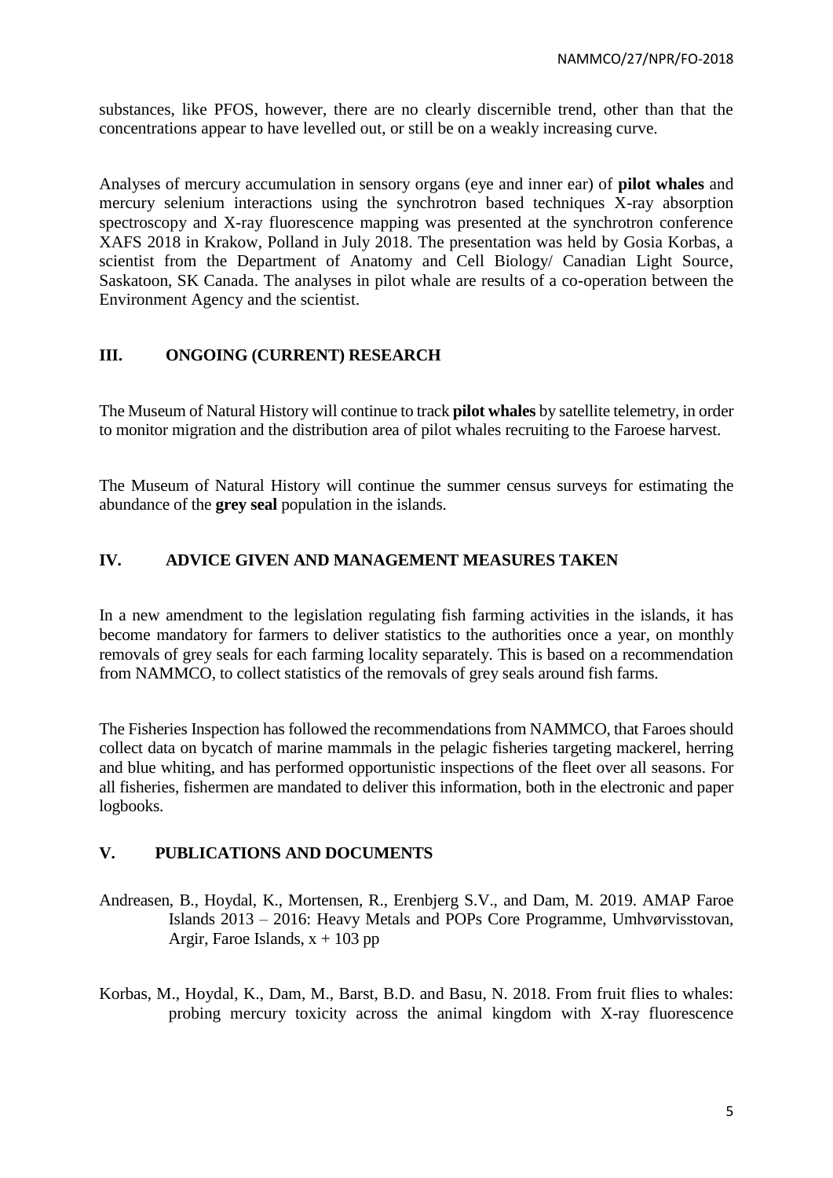substances, like PFOS, however, there are no clearly discernible trend, other than that the concentrations appear to have levelled out, or still be on a weakly increasing curve.

Analyses of mercury accumulation in sensory organs (eye and inner ear) of **pilot whales** and mercury selenium interactions using the synchrotron based techniques X-ray absorption spectroscopy and X-ray fluorescence mapping was presented at the synchrotron conference XAFS 2018 in Krakow, Polland in July 2018. The presentation was held by Gosia Korbas, a scientist from the Department of Anatomy and Cell Biology/ Canadian Light Source, Saskatoon, SK Canada. The analyses in pilot whale are results of a co-operation between the Environment Agency and the scientist.

## III. ONGOING (CURRENT) RESEARCH

The Museum of Natural History will continue to track **pilot whales** by satellite telemetry, in order to monitor migration and the distribution area of pilot whales recruiting to the Faroese harvest.

The Museum of Natural History will continue the summer census surveys for estimating the abundance of the **grey seal** population in the islands.

## IV. ADVICE GIVEN AND MANAGEMENT MEASURES TAKEN

In a new amendment to the legislation regulating fish farming activities in the islands, it has become mandatory for farmers to deliver statistics to the authorities once a year, on monthly removals of grey seals for each farming locality separately. This is based on a recommendation from NAMMCO, to collect statistics of the removals of grey seals around fish farms.

The Fisheries Inspection has followed the recommendations from NAMMCO, that Faroes should collect data on bycatch of marine mammals in the pelagic fisheries targeting mackerel, herring and blue whiting, and has performed opportunistic inspections of the fleet over all seasons. For all fisheries, fishermen are mandated to deliver this information, both in the electronic and paper logbooks.

## V. PUBLICATIONS AND DOCUMENTS

Andreasen, B., Hoydal, K., Mortensen, R., Erenbjerg S.V., and Dam, M. 2019. AMAP Faroe Islands 2013 – 2016: Heavy Metals and POPs Core Programme, Umhvørvisstovan, Argir, Faroe Islands, x + 103 pp

Korbas, M., Hoydal, K., Dam, M., Barst, B.D. and Basu, N. 2018. From fruit flies to whales: probing mercury toxicity across the animal kingdom with X-ray fluorescence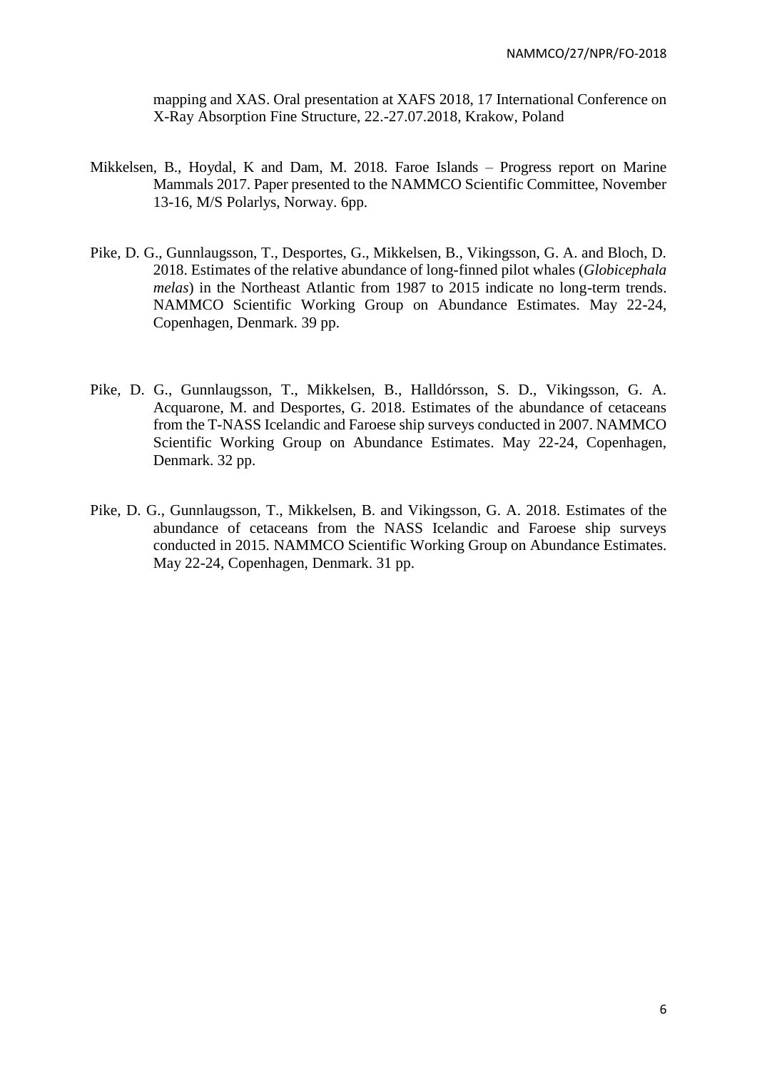mapping and XAS. Oral presentation at XAFS 2018, 17 International Conference on X-Ray Absorption Fine Structure, 22.-27.07.2018, Krakow, Poland

Mikkelsen, B., Hoydal, K and Dam, M. 2018. Faroe Islands – Progress report on Marine Mammals 2017. Paper presented to the NAMMCO Scientific Committee, November 13-16, M/S Polarlys, Norway. 6pp.

Pike, D. G., Gunnlaugsson, T., Desportes, G., Mikkelsen, B., Vikingsson, G. A. and Bloch, D. 2018. Estimates of the relative abundance of long-finned pilot whales (*Globicephala melas*) in the Northeast Atlantic from 1987 to 2015 indicate no long-term trends. NAMMCO Scientific Working Group on Abundance Estimates. May 22-24, Copenhagen, Denmark. 39 pp.

Pike, D. G., Gunnlaugsson, T., Mikkelsen, B., Halldórsson, S. D., Vikingsson, G. A. Acquarone, M. and Desportes, G. 2018. Estimates of the abundance of cetaceans from the T-NASS Icelandic and Faroese ship surveys conducted in 2007. NAMMCO Scientific Working Group on Abundance Estimates. May 22-24, Copenhagen, Denmark. 32 pp.

Pike, D. G., Gunnlaugsson, T., Mikkelsen, B. and Vikingsson, G. A. 2018. Estimates of the abundance of cetaceans from the NASS Icelandic and Faroese ship surveys conducted in 2015. NAMMCO Scientific Working Group on Abundance Estimates. May 22-24, Copenhagen, Denmark. 31 pp.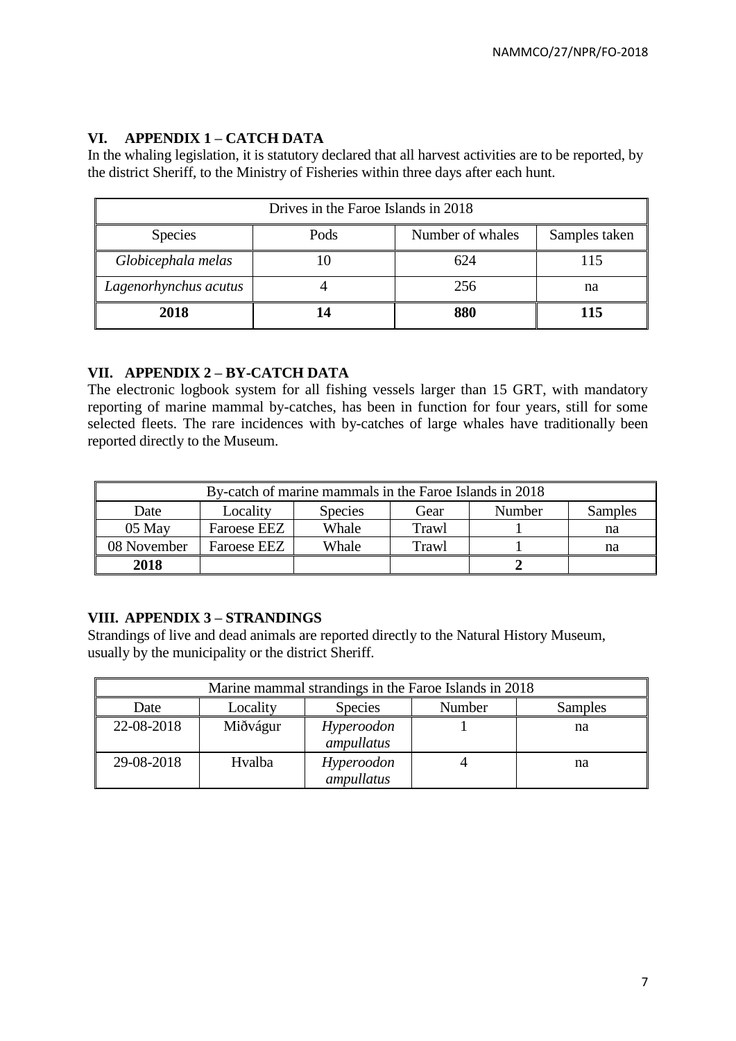## VI. APPENDIX 1 – CATCH DATA

In the whaling legislation, it is statutory declared that all harvest activities are to be reported, by the district Sheriff, to the Ministry of Fisheries within three days after each hunt.

| Drives in the Faroe Islands in 2018 | | | |
|---|---|---|---|
| Species | Pods | Number of whales | Samples taken |
| *Globicephala melas* | 10 | 624 | 115 |
| *Lagenorhynchus acutus* | 4 | 256 | na |
| **2018** | **14** | **880** | **115** |

## VII. APPENDIX 2 – BY-CATCH DATA

The electronic logbook system for all fishing vessels larger than 15 GRT, with mandatory reporting of marine mammal by-catches, has been in function for four years, still for some selected fleets. The rare incidences with by-catches of large whales have traditionally been reported directly to the Museum.

| By-catch of marine mammals in the Faroe Islands in 2018 | | | | | |
|---|---|---|---|---|---|
| Date | Locality | Species | Gear | Number | Samples |
| 05 May | Faroese EEZ | Whale | Trawl | 1 | na |
| 08 November | Faroese EEZ | Whale | Trawl | 1 | na |
| **2018** | | | | **2** | |

## VIII. APPENDIX 3 – STRANDINGS

Strandings of live and dead animals are reported directly to the Natural History Museum, usually by the municipality or the district Sheriff.

| Marine mammal strandings in the Faroe Islands in 2018 | | | | |
|---|---|---|---|---|
| Date | Locality | Species | Number | Samples |
| 22-08-2018 | Miðvágur | *Hyperoodon ampullatus* | 1 | na |
| 29-08-2018 | Hvalba | *Hyperoodon ampullatus* | 4 | na |